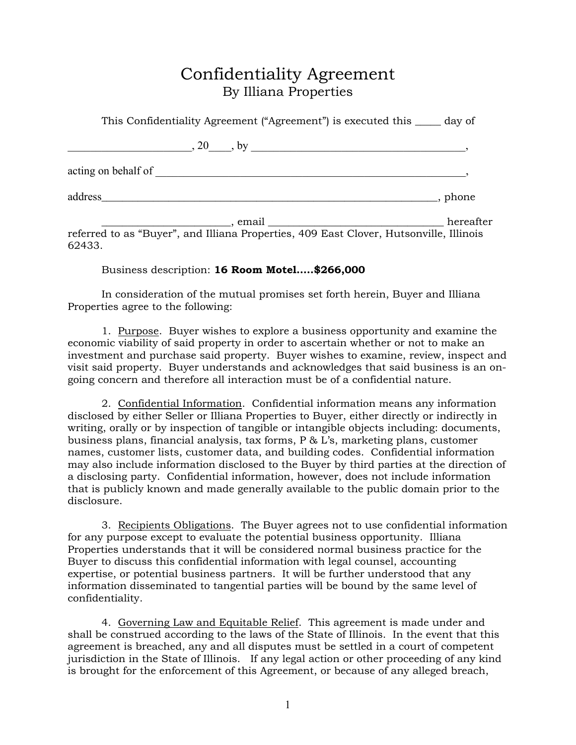# Confidentiality Agreement

## By Illiana Properties

This Confidentiality Agreement ("Agreement") is executed this _____ day of

______________________, 20____, by ______________________________________,

acting on behalf of __________________________________________________________,

address_____________________________________________________________, phone

________________________, email ________________________________ hereafter referred to as "Buyer", and Illiana Properties, 409 East Clover, Hutsonville, Illinois 62433.

Business description: **16 Room Motel.....$266,000**

In consideration of the mutual promises set forth herein, Buyer and Illiana Properties agree to the following:

1. Purpose. Buyer wishes to explore a business opportunity and examine the economic viability of said property in order to ascertain whether or not to make an investment and purchase said property. Buyer wishes to examine, review, inspect and visit said property. Buyer understands and acknowledges that said business is an on-going concern and therefore all interaction must be of a confidential nature.

2. Confidential Information. Confidential information means any information disclosed by either Seller or Illiana Properties to Buyer, either directly or indirectly in writing, orally or by inspection of tangible or intangible objects including: documents, business plans, financial analysis, tax forms, P & L's, marketing plans, customer names, customer lists, customer data, and building codes. Confidential information may also include information disclosed to the Buyer by third parties at the direction of a disclosing party. Confidential information, however, does not include information that is publicly known and made generally available to the public domain prior to the disclosure.

3. Recipients Obligations. The Buyer agrees not to use confidential information for any purpose except to evaluate the potential business opportunity. Illiana Properties understands that it will be considered normal business practice for the Buyer to discuss this confidential information with legal counsel, accounting expertise, or potential business partners. It will be further understood that any information disseminated to tangential parties will be bound by the same level of confidentiality.

4. Governing Law and Equitable Relief. This agreement is made under and shall be construed according to the laws of the State of Illinois. In the event that this agreement is breached, any and all disputes must be settled in a court of competent jurisdiction in the State of Illinois. If any legal action or other proceeding of any kind is brought for the enforcement of this Agreement, or because of any alleged breach,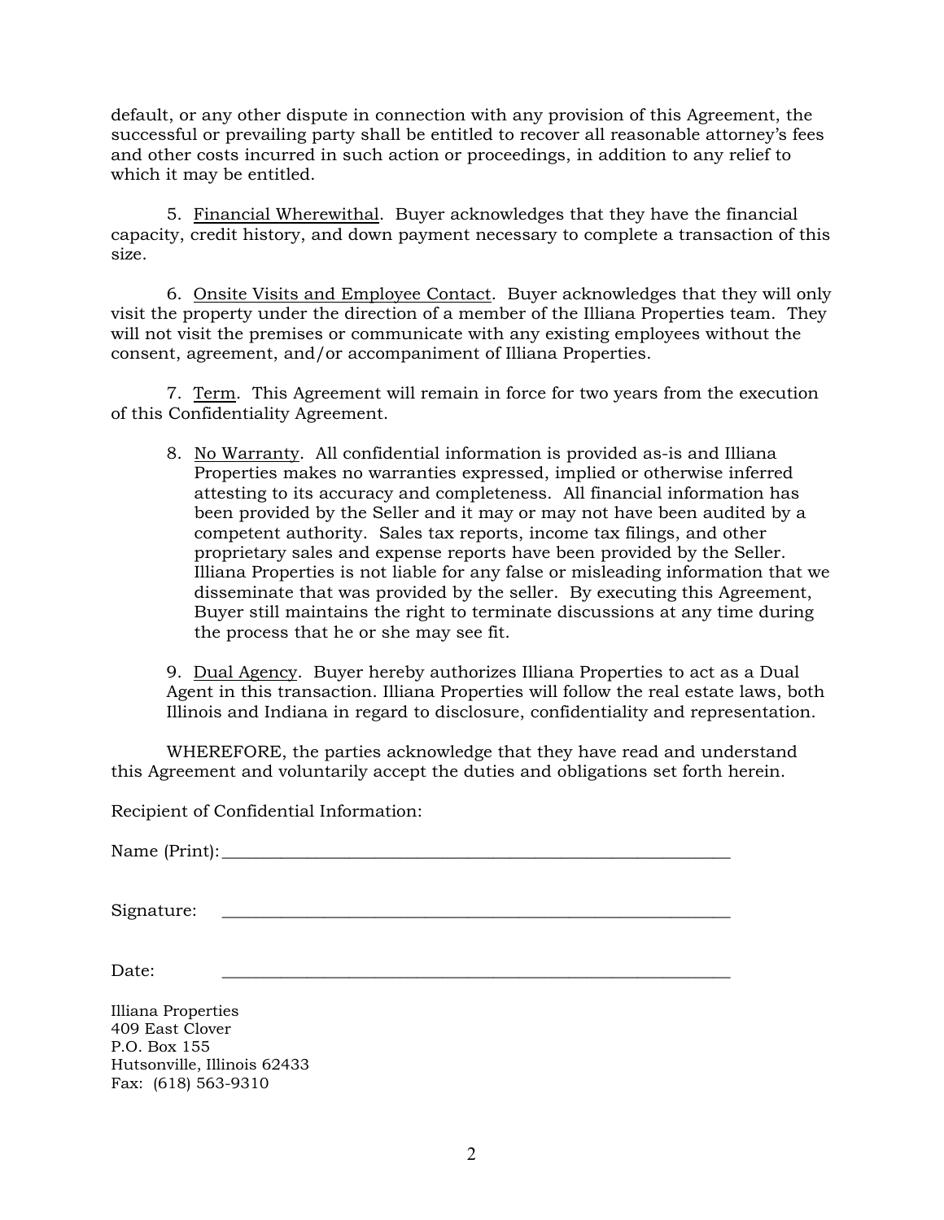default, or any other dispute in connection with any provision of this Agreement, the successful or prevailing party shall be entitled to recover all reasonable attorney's fees and other costs incurred in such action or proceedings, in addition to any relief to which it may be entitled.

5. Financial Wherewithal. Buyer acknowledges that they have the financial capacity, credit history, and down payment necessary to complete a transaction of this size.

6. Onsite Visits and Employee Contact. Buyer acknowledges that they will only visit the property under the direction of a member of the Illiana Properties team. They will not visit the premises or communicate with any existing employees without the consent, agreement, and/or accompaniment of Illiana Properties.

7. Term. This Agreement will remain in force for two years from the execution of this Confidentiality Agreement.

8. No Warranty. All confidential information is provided as-is and Illiana Properties makes no warranties expressed, implied or otherwise inferred attesting to its accuracy and completeness. All financial information has been provided by the Seller and it may or may not have been audited by a competent authority. Sales tax reports, income tax filings, and other proprietary sales and expense reports have been provided by the Seller. Illiana Properties is not liable for any false or misleading information that we disseminate that was provided by the seller. By executing this Agreement, Buyer still maintains the right to terminate discussions at any time during the process that he or she may see fit.

9. Dual Agency. Buyer hereby authorizes Illiana Properties to act as a Dual Agent in this transaction. Illiana Properties will follow the real estate laws, both Illinois and Indiana in regard to disclosure, confidentiality and representation.

WHEREFORE, the parties acknowledge that they have read and understand this Agreement and voluntarily accept the duties and obligations set forth herein.

Recipient of Confidential Information:

Name (Print): ____________________________________________________________

Signature: ____________________________________________________________

Date: ____________________________________________________________

Illiana Properties
409 East Clover
P.O. Box 155
Hutsonville, Illinois 62433
Fax: (618) 563-9310